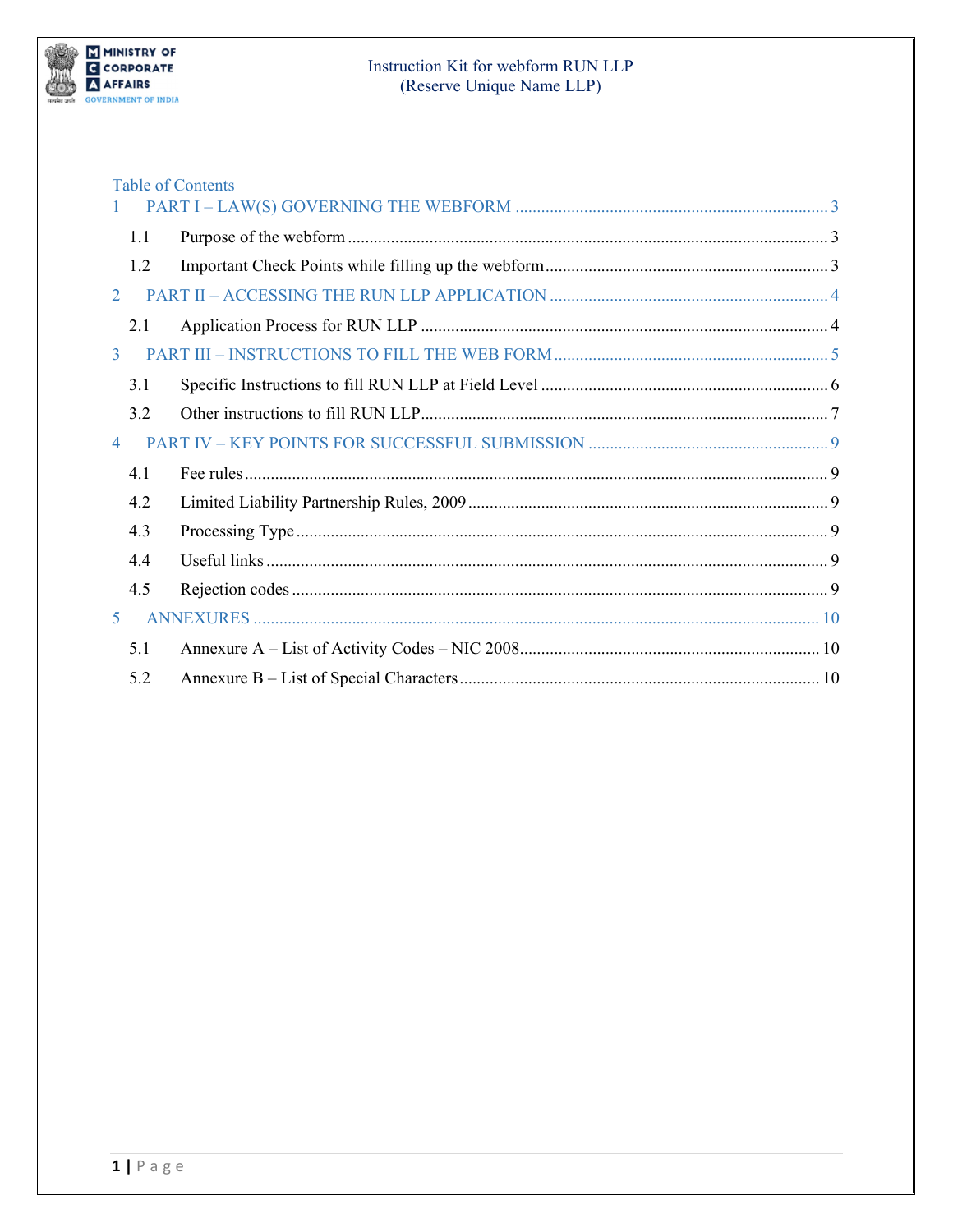Instruction Kit for webform RUN LLP
(Reserve Unique Name LLP)

Table of Contents

1 PART I – LAW(S) GOVERNING THE WEBFORM ........ 3
- 1.1 Purpose of the webform ........ 3
- 1.2 Important Check Points while filling up the webform ........ 3

2 PART II – ACCESSING THE RUN LLP APPLICATION ........ 4
- 2.1 Application Process for RUN LLP ........ 4

3 PART III – INSTRUCTIONS TO FILL THE WEB FORM ........ 5
- 3.1 Specific Instructions to fill RUN LLP at Field Level ........ 6
- 3.2 Other instructions to fill RUN LLP ........ 7

4 PART IV – KEY POINTS FOR SUCCESSFUL SUBMISSION ........ 9
- 4.1 Fee rules ........ 9
- 4.2 Limited Liability Partnership Rules, 2009 ........ 9
- 4.3 Processing Type ........ 9
- 4.4 Useful links ........ 9
- 4.5 Rejection codes ........ 9

5 ANNEXURES ........ 10
- 5.1 Annexure A – List of Activity Codes – NIC 2008 ........ 10
- 5.2 Annexure B – List of Special Characters ........ 10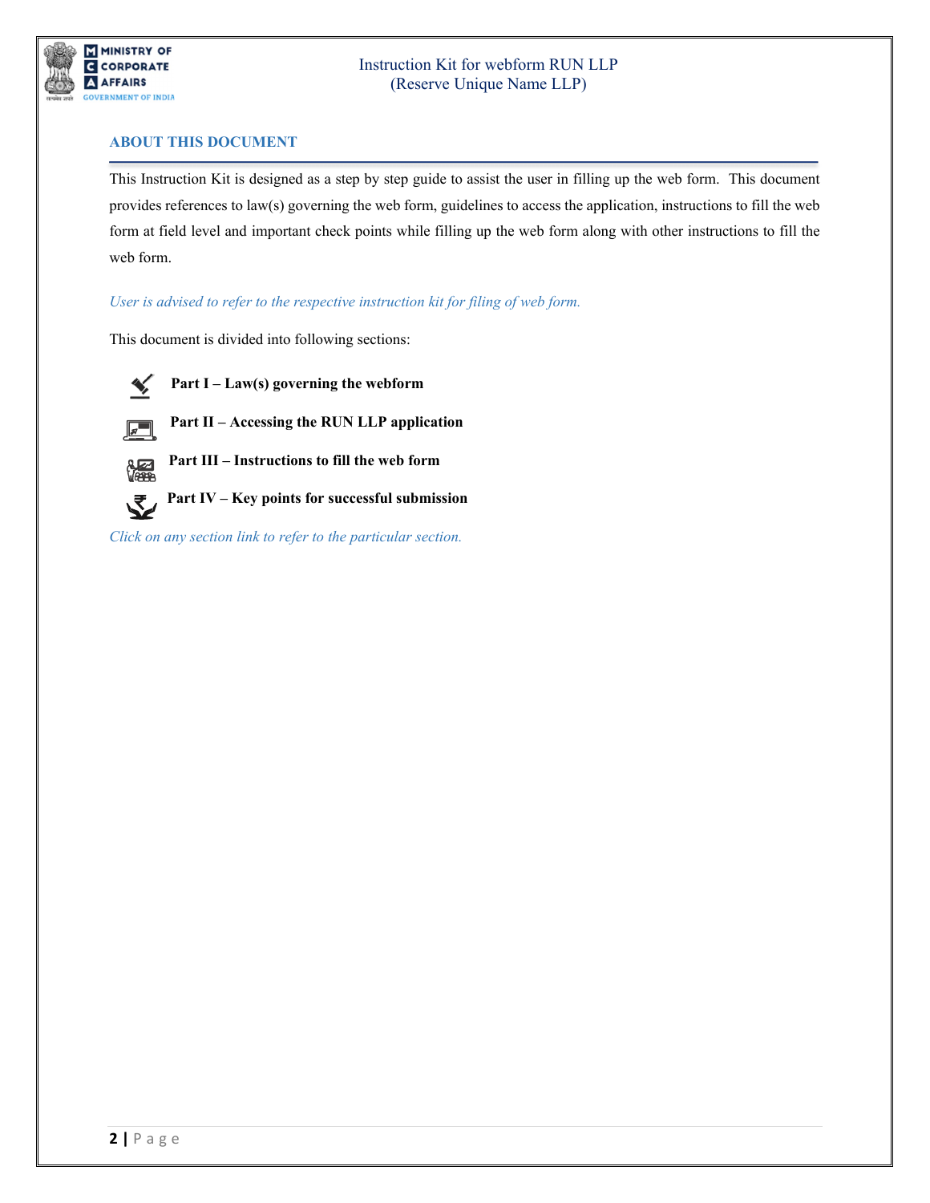## ABOUT THIS DOCUMENT

This Instruction Kit is designed as a step by step guide to assist the user in filling up the web form. This document provides references to law(s) governing the web form, guidelines to access the application, instructions to fill the web form at field level and important check points while filling up the web form along with other instructions to fill the web form.

*User is advised to refer to the respective instruction kit for filing of web form.*

This document is divided into following sections:

- **Part I – Law(s) governing the webform**
- **Part II – Accessing the RUN LLP application**
- **Part III – Instructions to fill the web form**
- **Part IV – Key points for successful submission**

*Click on any section link to refer to the particular section.*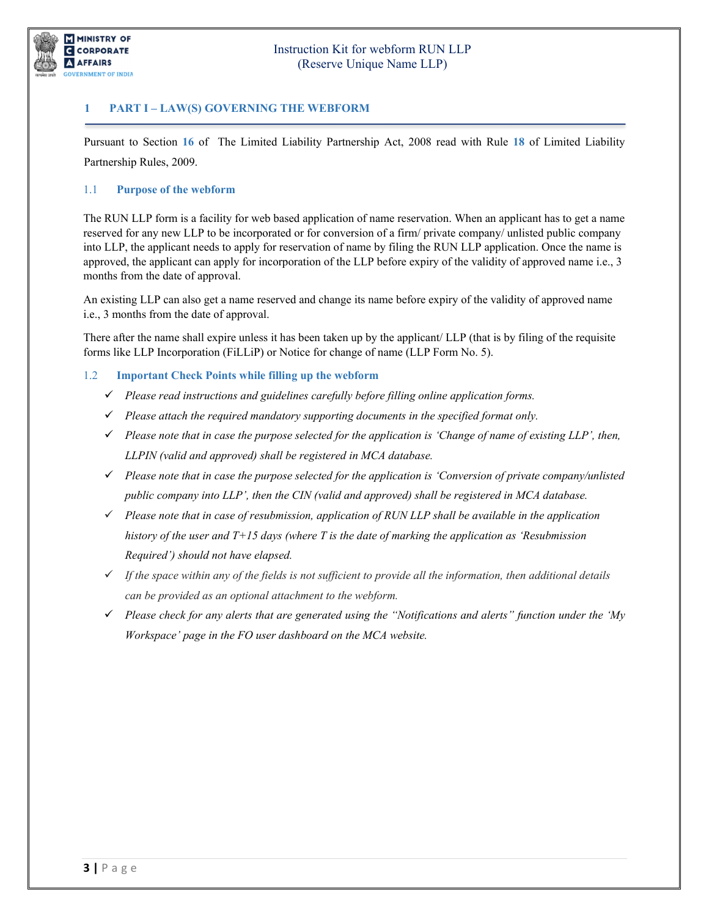# 1 PART I – LAW(S) GOVERNING THE WEBFORM

Pursuant to Section **16** of The Limited Liability Partnership Act, 2008 read with Rule **18** of Limited Liability Partnership Rules, 2009.

## 1.1 Purpose of the webform

The RUN LLP form is a facility for web based application of name reservation. When an applicant has to get a name reserved for any new LLP to be incorporated or for conversion of a firm/ private company/ unlisted public company into LLP, the applicant needs to apply for reservation of name by filing the RUN LLP application. Once the name is approved, the applicant can apply for incorporation of the LLP before expiry of the validity of approved name i.e., 3 months from the date of approval.

An existing LLP can also get a name reserved and change its name before expiry of the validity of approved name i.e., 3 months from the date of approval.

There after the name shall expire unless it has been taken up by the applicant/ LLP (that is by filing of the requisite forms like LLP Incorporation (FiLLiP) or Notice for change of name (LLP Form No. 5).

## 1.2 Important Check Points while filling up the webform

- ✓ *Please read instructions and guidelines carefully before filling online application forms.*
- ✓ *Please attach the required mandatory supporting documents in the specified format only.*
- ✓ *Please note that in case the purpose selected for the application is 'Change of name of existing LLP', then, LLPIN (valid and approved) shall be registered in MCA database.*
- ✓ *Please note that in case the purpose selected for the application is 'Conversion of private company/unlisted public company into LLP', then the CIN (valid and approved) shall be registered in MCA database.*
- ✓ *Please note that in case of resubmission, application of RUN LLP shall be available in the application history of the user and T+15 days (where T is the date of marking the application as 'Resubmission Required') should not have elapsed.*
- ✓ *If the space within any of the fields is not sufficient to provide all the information, then additional details can be provided as an optional attachment to the webform.*
- ✓ *Please check for any alerts that are generated using the "Notifications and alerts" function under the 'My Workspace' page in the FO user dashboard on the MCA website.*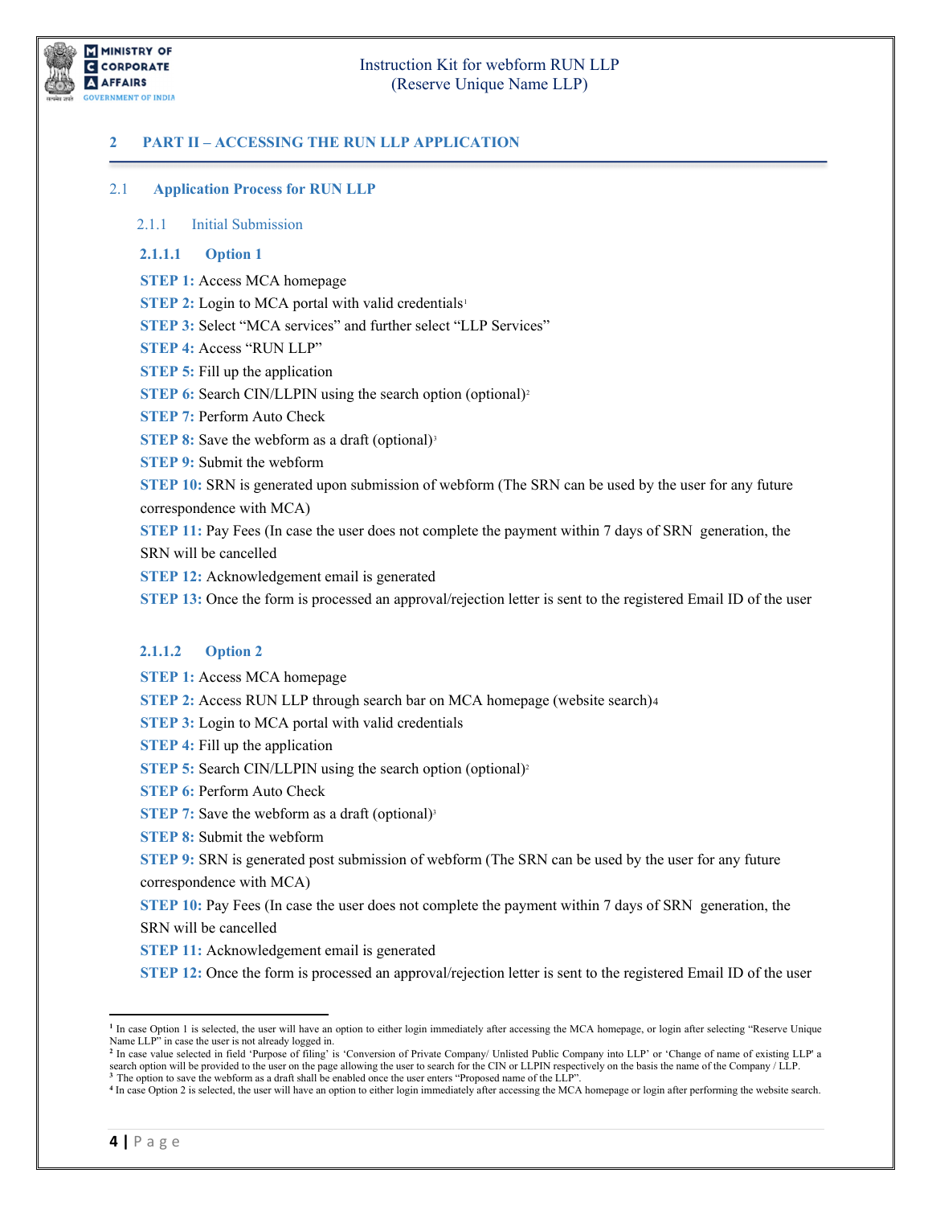## 2 PART II – ACCESSING THE RUN LLP APPLICATION

### 2.1 Application Process for RUN LLP

#### 2.1.1 Initial Submission

##### 2.1.1.1 Option 1

**STEP 1:** Access MCA homepage

**STEP 2:** Login to MCA portal with valid credentials[1]

**STEP 3:** Select "MCA services" and further select "LLP Services"

**STEP 4:** Access "RUN LLP"

**STEP 5:** Fill up the application

**STEP 6:** Search CIN/LLPIN using the search option (optional)[2]

**STEP 7:** Perform Auto Check

**STEP 8:** Save the webform as a draft (optional)[3]

**STEP 9:** Submit the webform

**STEP 10:** SRN is generated upon submission of webform (The SRN can be used by the user for any future correspondence with MCA)

**STEP 11:** Pay Fees (In case the user does not complete the payment within 7 days of SRN generation, the SRN will be cancelled

**STEP 12:** Acknowledgement email is generated

**STEP 13:** Once the form is processed an approval/rejection letter is sent to the registered Email ID of the user

##### 2.1.1.2 Option 2

**STEP 1:** Access MCA homepage

**STEP 2:** Access RUN LLP through search bar on MCA homepage (website search)[4]

**STEP 3:** Login to MCA portal with valid credentials

**STEP 4:** Fill up the application

**STEP 5:** Search CIN/LLPIN using the search option (optional)[2]

**STEP 6:** Perform Auto Check

**STEP 7:** Save the webform as a draft (optional)[3]

**STEP 8:** Submit the webform

**STEP 9:** SRN is generated post submission of webform (The SRN can be used by the user for any future correspondence with MCA)

**STEP 10:** Pay Fees (In case the user does not complete the payment within 7 days of SRN generation, the SRN will be cancelled

**STEP 11:** Acknowledgement email is generated

**STEP 12:** Once the form is processed an approval/rejection letter is sent to the registered Email ID of the user

---

[1] In case Option 1 is selected, the user will have an option to either login immediately after accessing the MCA homepage, or login after selecting "Reserve Unique Name LLP" in case the user is not already logged in.

[2] In case value selected in field 'Purpose of filing' is 'Conversion of Private Company/ Unlisted Public Company into LLP' or 'Change of name of existing LLP' a search option will be provided to the user on the page allowing the user to search for the CIN or LLPIN respectively on the basis the name of the Company / LLP.

[3] The option to save the webform as a draft shall be enabled once the user enters "Proposed name of the LLP".

[4] In case Option 2 is selected, the user will have an option to either login immediately after accessing the MCA homepage or login after performing the website search.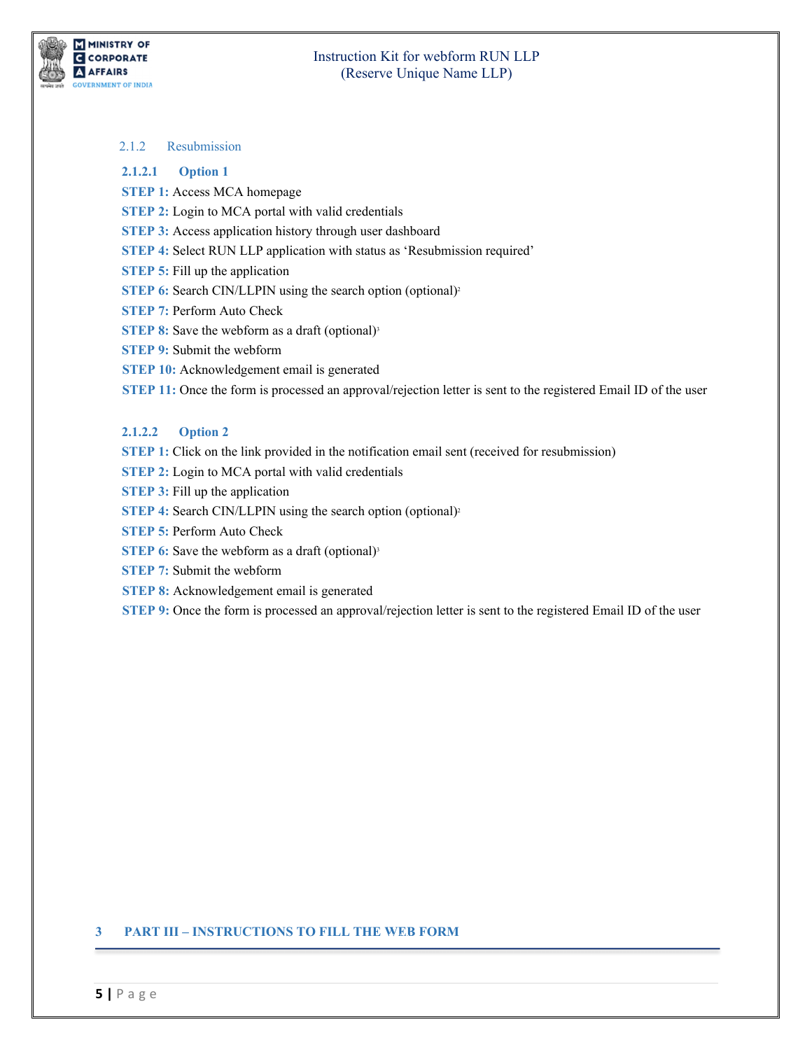### 2.1.2 Resubmission

#### 2.1.2.1 Option 1

**STEP 1:** Access MCA homepage

**STEP 2:** Login to MCA portal with valid credentials

**STEP 3:** Access application history through user dashboard

**STEP 4:** Select RUN LLP application with status as 'Resubmission required'

**STEP 5:** Fill up the application

**STEP 6:** Search CIN/LLPIN using the search option (optional)[2]

**STEP 7:** Perform Auto Check

**STEP 8:** Save the webform as a draft (optional)[3]

**STEP 9:** Submit the webform

**STEP 10:** Acknowledgement email is generated

**STEP 11:** Once the form is processed an approval/rejection letter is sent to the registered Email ID of the user

#### 2.1.2.2 Option 2

**STEP 1:** Click on the link provided in the notification email sent (received for resubmission)

**STEP 2:** Login to MCA portal with valid credentials

**STEP 3:** Fill up the application

**STEP 4:** Search CIN/LLPIN using the search option (optional)[2]

**STEP 5:** Perform Auto Check

**STEP 6:** Save the webform as a draft (optional)[3]

**STEP 7:** Submit the webform

**STEP 8:** Acknowledgement email is generated

**STEP 9:** Once the form is processed an approval/rejection letter is sent to the registered Email ID of the user

# 3 PART III – INSTRUCTIONS TO FILL THE WEB FORM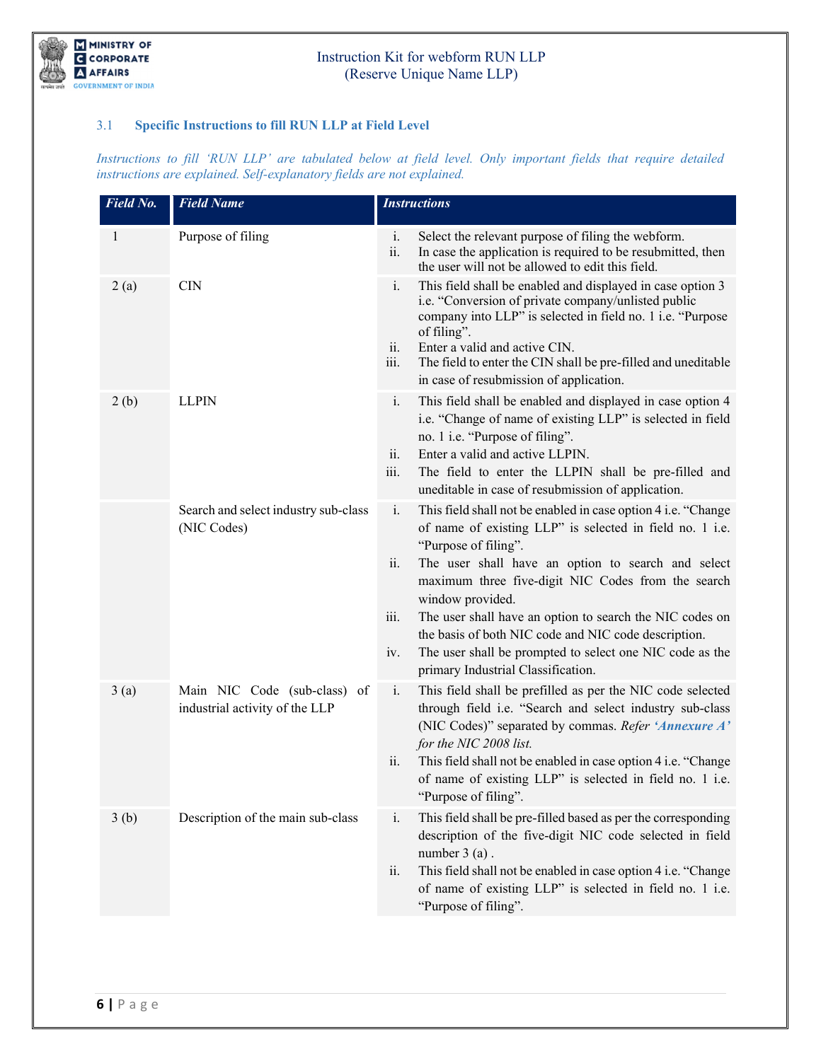### 3.1 Specific Instructions to fill RUN LLP at Field Level

*Instructions to fill 'RUN LLP' are tabulated below at field level. Only important fields that require detailed instructions are explained. Self-explanatory fields are not explained.*

| Field No. | Field Name | Instructions |
|---|---|---|
| 1 | Purpose of filing | i. Select the relevant purpose of filing the webform.<br>ii. In case the application is required to be resubmitted, then the user will not be allowed to edit this field. |
| 2 (a) | CIN | i. This field shall be enabled and displayed in case option 3 i.e. "Conversion of private company/unlisted public company into LLP" is selected in field no. 1 i.e. "Purpose of filing".<br>ii. Enter a valid and active CIN.<br>iii. The field to enter the CIN shall be pre-filled and uneditable in case of resubmission of application. |
| 2 (b) | LLPIN | i. This field shall be enabled and displayed in case option 4 i.e. "Change of name of existing LLP" is selected in field no. 1 i.e. "Purpose of filing".<br>ii. Enter a valid and active LLPIN.<br>iii. The field to enter the LLPIN shall be pre-filled and uneditable in case of resubmission of application. |
| | Search and select industry sub-class (NIC Codes) | i. This field shall not be enabled in case option 4 i.e. "Change of name of existing LLP" is selected in field no. 1 i.e. "Purpose of filing".<br>ii. The user shall have an option to search and select maximum three five-digit NIC Codes from the search window provided.<br>iii. The user shall have an option to search the NIC codes on the basis of both NIC code and NIC code description.<br>iv. The user shall be prompted to select one NIC code as the primary Industrial Classification. |
| 3 (a) | Main NIC Code (sub-class) of industrial activity of the LLP | i. This field shall be prefilled as per the NIC code selected through field i.e. "Search and select industry sub-class (NIC Codes)" separated by commas. *Refer **'Annexure A'** for the NIC 2008 list.*<br>ii. This field shall not be enabled in case option 4 i.e. "Change of name of existing LLP" is selected in field no. 1 i.e. "Purpose of filing". |
| 3 (b) | Description of the main sub-class | i. This field shall be pre-filled based as per the corresponding description of the five-digit NIC code selected in field number 3 (a) .<br>ii. This field shall not be enabled in case option 4 i.e. "Change of name of existing LLP" is selected in field no. 1 i.e. "Purpose of filing". |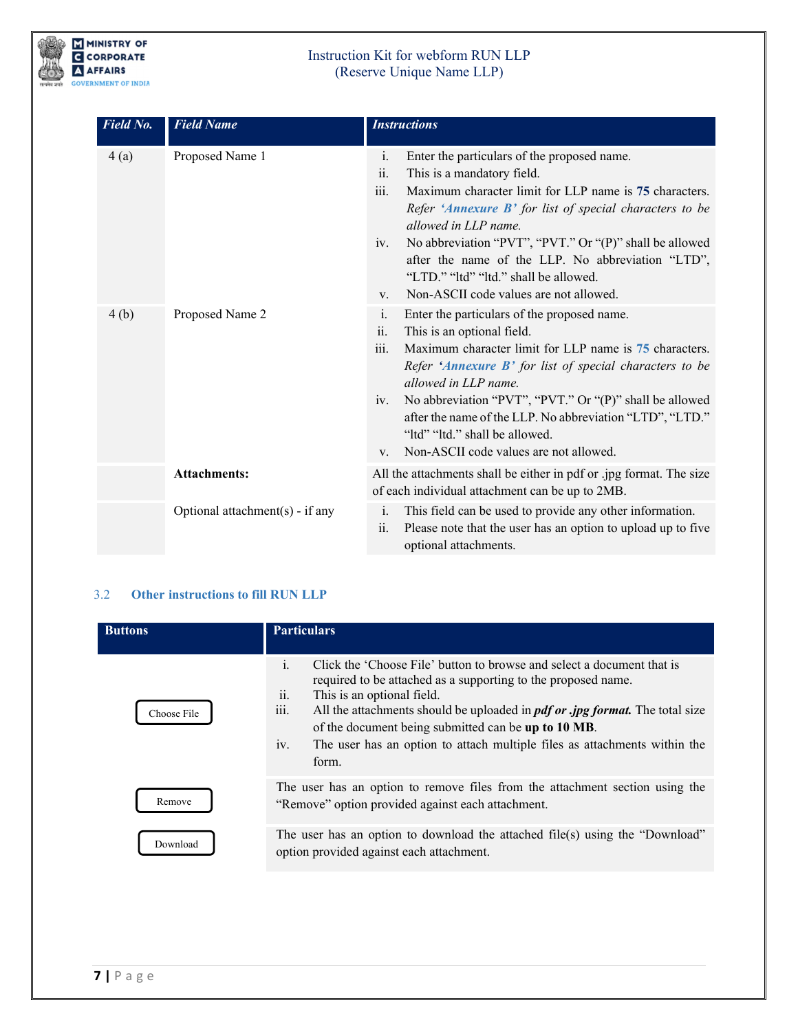| *Field No.* | *Field Name* | *Instructions* |
|---|---|---|
| 4 (a) | Proposed Name 1 | i. Enter the particulars of the proposed name.<br>ii. This is a mandatory field.<br>iii. Maximum character limit for LLP name is **75** characters. *Refer **'Annexure B'** for list of special characters to be allowed in LLP name.*<br>iv. No abbreviation "PVT", "PVT." Or "(P)" shall be allowed after the name of the LLP. No abbreviation "LTD", "LTD." "ltd" "ltd." shall be allowed.<br>v. Non-ASCII code values are not allowed. |
| 4 (b) | Proposed Name 2 | i. Enter the particulars of the proposed name.<br>ii. This is an optional field.<br>iii. Maximum character limit for LLP name is **75** characters. *Refer **'Annexure B'** for list of special characters to be allowed in LLP name.*<br>iv. No abbreviation "PVT", "PVT." Or "(P)" shall be allowed after the name of the LLP. No abbreviation "LTD", "LTD." "ltd" "ltd." shall be allowed.<br>v. Non-ASCII code values are not allowed. |
| | **Attachments:** | All the attachments shall be either in pdf or .jpg format. The size of each individual attachment can be up to 2MB. |
| | Optional attachment(s) - if any | i. This field can be used to provide any other information.<br>ii. Please note that the user has an option to upload up to five optional attachments. |

### 3.2 Other instructions to fill RUN LLP

| **Buttons** | **Particulars** |
|---|---|
| Choose File | i. Click the 'Choose File' button to browse and select a document that is required to be attached as a supporting to the proposed name.<br>ii. This is an optional field.<br>iii. All the attachments should be uploaded in ***pdf or .jpg format.*** The total size of the document being submitted can be **up to 10 MB**.<br>iv. The user has an option to attach multiple files as attachments within the form. |
| Remove | The user has an option to remove files from the attachment section using the "Remove" option provided against each attachment. |
| Download | The user has an option to download the attached file(s) using the "Download" option provided against each attachment. |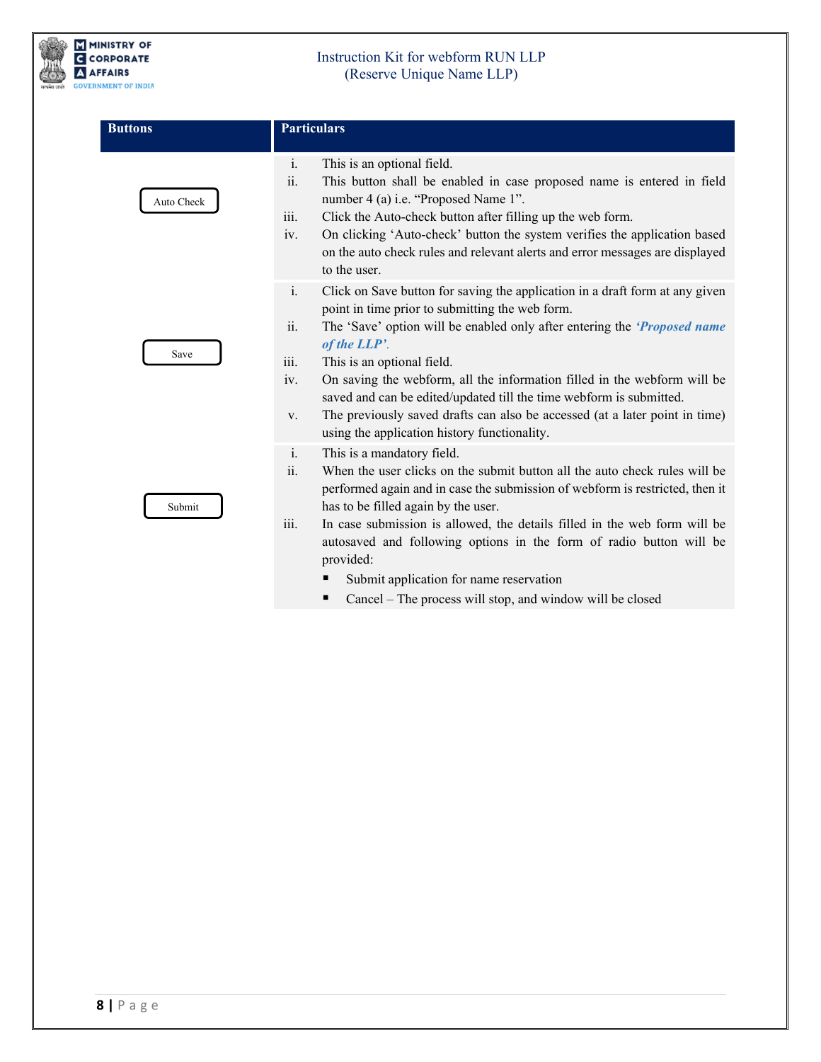| Buttons | Particulars |
|---|---|
| Auto Check | i. This is an optional field.<br>ii. This button shall be enabled in case proposed name is entered in field number 4 (a) i.e. "Proposed Name 1".<br>iii. Click the Auto-check button after filling up the web form.<br>iv. On clicking 'Auto-check' button the system verifies the application based on the auto check rules and relevant alerts and error messages are displayed to the user. |
| Save | i. Click on Save button for saving the application in a draft form at any given point in time prior to submitting the web form.<br>ii. The 'Save' option will be enabled only after entering the ***'Proposed name of the LLP'***.<br>iii. This is an optional field.<br>iv. On saving the webform, all the information filled in the webform will be saved and can be edited/updated till the time webform is submitted.<br>v. The previously saved drafts can also be accessed (at a later point in time) using the application history functionality. |
| Submit | i. This is a mandatory field.<br>ii. When the user clicks on the submit button all the auto check rules will be performed again and in case the submission of webform is restricted, then it has to be filled again by the user.<br>iii. In case submission is allowed, the details filled in the web form will be autosaved and following options in the form of radio button will be provided:<br>▪ Submit application for name reservation<br>▪ Cancel – The process will stop, and window will be closed |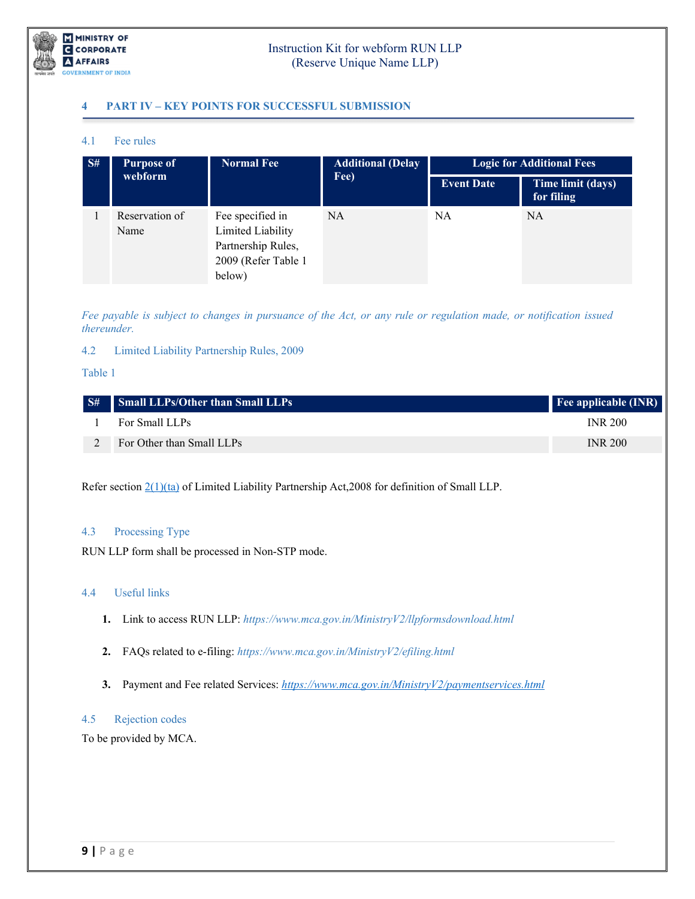## 4 PART IV – KEY POINTS FOR SUCCESSFUL SUBMISSION

### 4.1 Fee rules

| S# | Purpose of webform | Normal Fee | Additional (Delay Fee) | Logic for Additional Fees | |
|---|---|---|---|---|---|
| | | | | Event Date | Time limit (days) for filing |
| 1 | Reservation of Name | Fee specified in Limited Liability Partnership Rules, 2009 (Refer Table 1 below) | NA | NA | NA |

*Fee payable is subject to changes in pursuance of the Act, or any rule or regulation made, or notification issued thereunder.*

### 4.2 Limited Liability Partnership Rules, 2009

Table 1

| S# | Small LLPs/Other than Small LLPs | Fee applicable (INR) |
|---|---|---|
| 1 | For Small LLPs | INR 200 |
| 2 | For Other than Small LLPs | INR 200 |

Refer section 2(1)(ta) of Limited Liability Partnership Act,2008 for definition of Small LLP.

### 4.3 Processing Type

RUN LLP form shall be processed in Non-STP mode.

### 4.4 Useful links

1. Link to access RUN LLP: *https://www.mca.gov.in/MinistryV2/llpformsdownload.html*
2. FAQs related to e-filing: *https://www.mca.gov.in/MinistryV2/efiling.html*
3. Payment and Fee related Services: *https://www.mca.gov.in/MinistryV2/paymentservices.html*

### 4.5 Rejection codes

To be provided by MCA.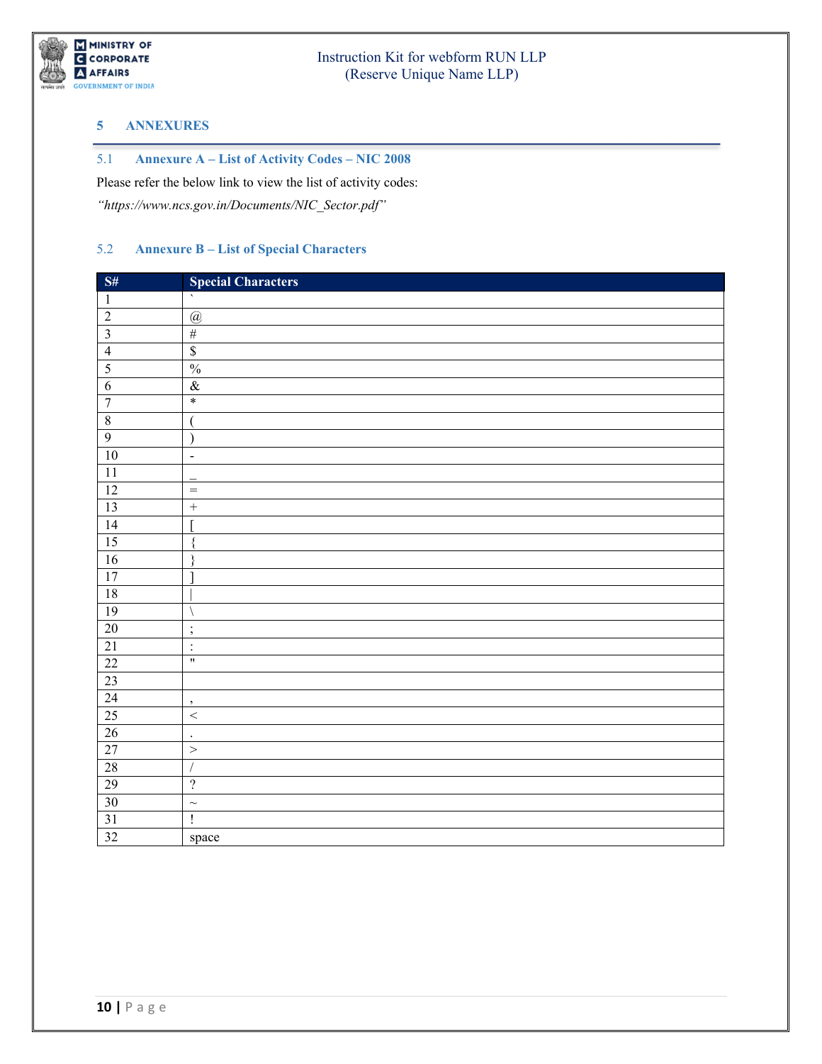## 5 ANNEXURES

### 5.1 Annexure A – List of Activity Codes – NIC 2008

Please refer the below link to view the list of activity codes:

*"https://www.ncs.gov.in/Documents/NIC_Sector.pdf"*

### 5.2 Annexure B – List of Special Characters

| S# | Special Characters |
|---|---|
| 1 | ` |
| 2 | @ |
| 3 | # |
| 4 | $ |
| 5 | % |
| 6 | & |
| 7 | * |
| 8 | ( |
| 9 | ) |
| 10 | - |
| 11 | _ |
| 12 | = |
| 13 | + |
| 14 | [ |
| 15 | { |
| 16 | } |
| 17 | ] |
| 18 | \| |
| 19 | \ |
| 20 | ; |
| 21 | : |
| 22 | " |
| 23 | |
| 24 | , |
| 25 | < |
| 26 | . |
| 27 | > |
| 28 | / |
| 29 | ? |
| 30 | ~ |
| 31 | ! |
| 32 | space |